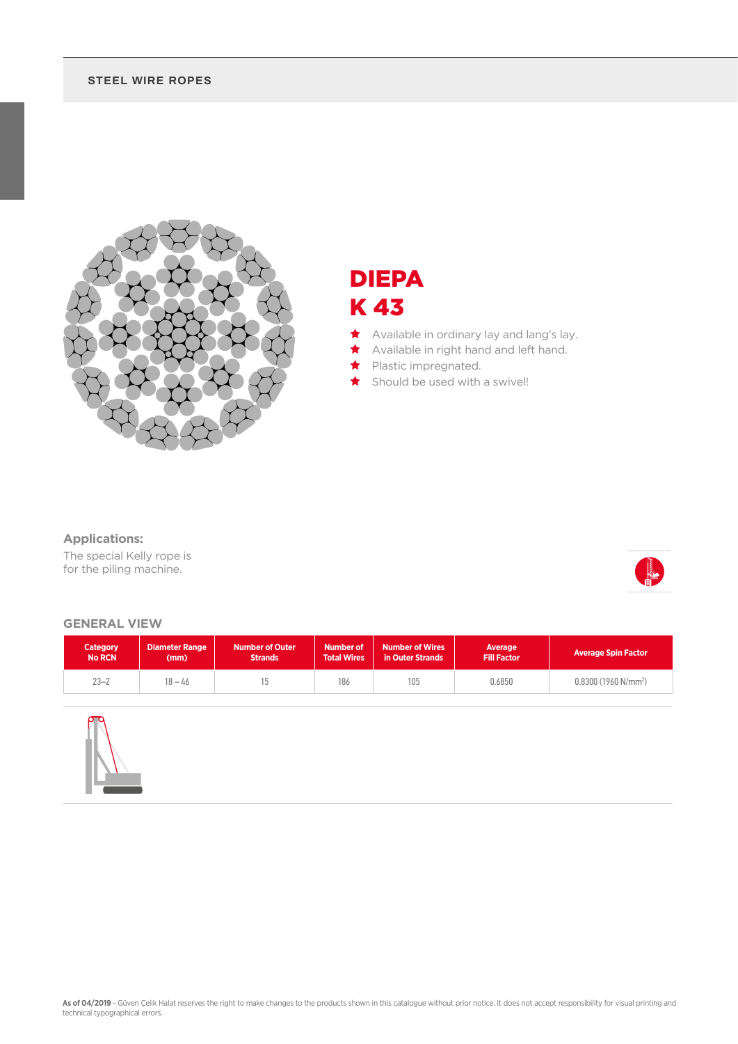STEEL WIRE ROPES

# DIEPA
# K 43

- Available in ordinary lay and lang's lay.
- Available in right hand and left hand.
- Plastic impregnated.
- Should be used with a swivel!

### Applications:

The special Kelly rope is for the piling machine.

## GENERAL VIEW

| Category No RCN | Diameter Range (mm) | Number of Outer Strands | Number of Total Wires | Number of Wires in Outer Strands | Average Fill Factor | Average Spin Factor |
|---|---|---|---|---|---|---|
| 23–2 | 18 – 46 | 15 | 186 | 105 | 0.6850 | 0.8300 (1960 N/mm$^2$) |

**As of 04/2019** - Güven Çelik Halat reserves the right to make changes to the products shown in this catalogue without prior notice. It does not accept responsibility for visual printing and technical typographical errors.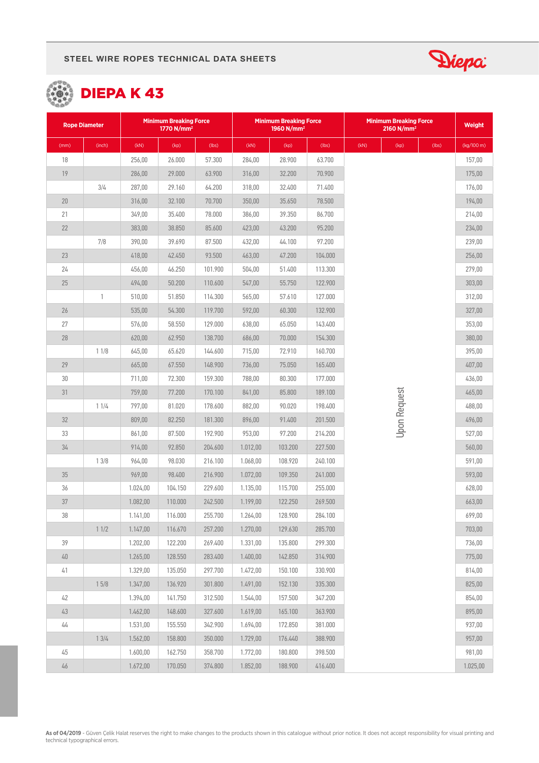STEEL WIRE ROPES TECHNICAL DATA SHEETS

# DIEPA K 43

| Rope Diameter | | Minimum Breaking Force 1770 N/mm² | | | Minimum Breaking Force 1960 N/mm² | | | Minimum Breaking Force 2160 N/mm² | | | Weight |
|---|---|---|---|---|---|---|---|---|---|---|---|
| (mm) | (inch) | (kN) | (kp) | (lbs) | (kN) | (kp) | (lbs) | (kN) | (kp) | (lbs) | (kg/100 m) |
| 18 | | 256,00 | 26.000 | 57.300 | 284,00 | 28.900 | 63.700 | | | | 157,00 |
| 19 | | 286,00 | 29.000 | 63.900 | 316,00 | 32.200 | 70.900 | | | | 175,00 |
| | 3/4 | 287,00 | 29.160 | 64.200 | 318,00 | 32.400 | 71.400 | | | | 176,00 |
| 20 | | 316,00 | 32.100 | 70.700 | 350,00 | 35.650 | 78.500 | | | | 194,00 |
| 21 | | 349,00 | 35.400 | 78.000 | 386,00 | 39.350 | 86.700 | | | | 214,00 |
| 22 | | 383,00 | 38.850 | 85.600 | 423,00 | 43.200 | 95.200 | | | | 234,00 |
| | 7/8 | 390,00 | 39.690 | 87.500 | 432,00 | 44.100 | 97.200 | | | | 239,00 |
| 23 | | 418,00 | 42.450 | 93.500 | 463,00 | 47.200 | 104.000 | | | | 256,00 |
| 24 | | 456,00 | 46.250 | 101.900 | 504,00 | 51.400 | 113.300 | | | | 279,00 |
| 25 | | 494,00 | 50.200 | 110.600 | 547,00 | 55.750 | 122.900 | | | | 303,00 |
| | 1 | 510,00 | 51.850 | 114.300 | 565,00 | 57.610 | 127.000 | | | | 312,00 |
| 26 | | 535,00 | 54.300 | 119.700 | 592,00 | 60.300 | 132.900 | | | | 327,00 |
| 27 | | 576,00 | 58.550 | 129.000 | 638,00 | 65.050 | 143.400 | | | | 353,00 |
| 28 | | 620,00 | 62.950 | 138.700 | 686,00 | 70.000 | 154.300 | | | | 380,00 |
| | 1 1/8 | 645,00 | 65.620 | 144.600 | 715,00 | 72.910 | 160.700 | | | | 395,00 |
| 29 | | 665,00 | 67.550 | 148.900 | 736,00 | 75.050 | 165.400 | | | | 407,00 |
| 30 | | 711,00 | 72.300 | 159.300 | 788,00 | 80.300 | 177.000 | | | | 436,00 |
| 31 | | 759,00 | 77.200 | 170.100 | 841,00 | 85.800 | 189.100 | | Upon Request | | 465,00 |
| | 1 1/4 | 797,00 | 81.020 | 178.600 | 882,00 | 90.020 | 198.400 | | | | 488,00 |
| 32 | | 809,00 | 82.250 | 181.300 | 896,00 | 91.400 | 201.500 | | | | 496,00 |
| 33 | | 861,00 | 87.500 | 192.900 | 953,00 | 97.200 | 214.200 | | | | 527,00 |
| 34 | | 914,00 | 92.850 | 204.600 | 1.012,00 | 103.200 | 227.500 | | | | 560,00 |
| | 1 3/8 | 964,00 | 98.030 | 216.100 | 1.068,00 | 108.920 | 240.100 | | | | 591,00 |
| 35 | | 969,00 | 98.400 | 216.900 | 1.072,00 | 109.350 | 241.000 | | | | 593,00 |
| 36 | | 1.024,00 | 104.150 | 229.600 | 1.135,00 | 115.700 | 255.000 | | | | 628,00 |
| 37 | | 1.082,00 | 110.000 | 242.500 | 1.199,00 | 122.250 | 269.500 | | | | 663,00 |
| 38 | | 1.141,00 | 116.000 | 255.700 | 1.264,00 | 128.900 | 284.100 | | | | 699,00 |
| | 1 1/2 | 1.147,00 | 116.670 | 257.200 | 1.270,00 | 129.630 | 285.700 | | | | 703,00 |
| 39 | | 1.202,00 | 122.200 | 269.400 | 1.331,00 | 135.800 | 299.300 | | | | 736,00 |
| 40 | | 1.265,00 | 128.550 | 283.400 | 1.400,00 | 142.850 | 314.900 | | | | 775,00 |
| 41 | | 1.329,00 | 135.050 | 297.700 | 1.472,00 | 150.100 | 330.900 | | | | 814,00 |
| | 1 5/8 | 1.347,00 | 136.920 | 301.800 | 1.491,00 | 152.130 | 335.300 | | | | 825,00 |
| 42 | | 1.394,00 | 141.750 | 312.500 | 1.544,00 | 157.500 | 347.200 | | | | 854,00 |
| 43 | | 1.462,00 | 148.600 | 327.600 | 1.619,00 | 165.100 | 363.900 | | | | 895,00 |
| 44 | | 1.531,00 | 155.550 | 342.900 | 1.694,00 | 172.850 | 381.000 | | | | 937,00 |
| | 1 3/4 | 1.562,00 | 158.800 | 350.000 | 1.729,00 | 176.440 | 388.900 | | | | 957,00 |
| 45 | | 1.600,00 | 162.750 | 358.700 | 1.772,00 | 180.800 | 398.500 | | | | 981,00 |
| 46 | | 1.672,00 | 170.050 | 374.800 | 1.852,00 | 188.900 | 416.400 | | | | 1.025,00 |

**As of 04/2019** - Güven Çelik Halat reserves the right to make changes to the products shown in this catalogue without prior notice. It does not accept responsibility for visual printing and technical typographical errors.